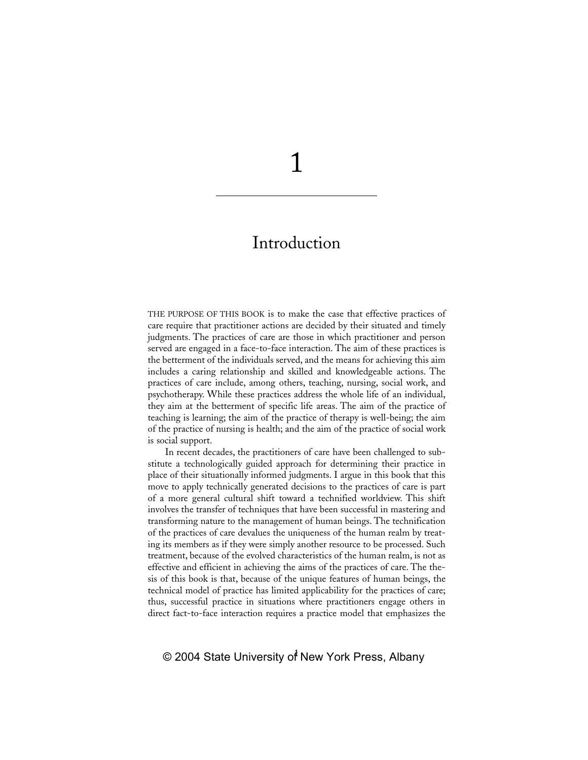# 1

# Introduction

THE PURPOSE OF THIS BOOK is to make the case that effective practices of care require that practitioner actions are decided by their situated and timely judgments. The practices of care are those in which practitioner and person served are engaged in a face-to-face interaction. The aim of these practices is the betterment of the individuals served, and the means for achieving this aim includes a caring relationship and skilled and knowledgeable actions. The practices of care include, among others, teaching, nursing, social work, and psychotherapy. While these practices address the whole life of an individual, they aim at the betterment of specific life areas. The aim of the practice of teaching is learning; the aim of the practice of therapy is well-being; the aim of the practice of nursing is health; and the aim of the practice of social work is social support.

In recent decades, the practitioners of care have been challenged to substitute a technologically guided approach for determining their practice in place of their situationally informed judgments. I argue in this book that this move to apply technically generated decisions to the practices of care is part of a more general cultural shift toward a technified worldview. This shift involves the transfer of techniques that have been successful in mastering and transforming nature to the management of human beings. The technification of the practices of care devalues the uniqueness of the human realm by treating its members as if they were simply another resource to be processed. Such treatment, because of the evolved characteristics of the human realm, is not as effective and efficient in achieving the aims of the practices of care. The thesis of this book is that, because of the unique features of human beings, the technical model of practice has limited applicability for the practices of care; thus, successful practice in situations where practitioners engage others in direct fact-to-face interaction requires a practice model that emphasizes the

© 2004 State University of New York Press, Albany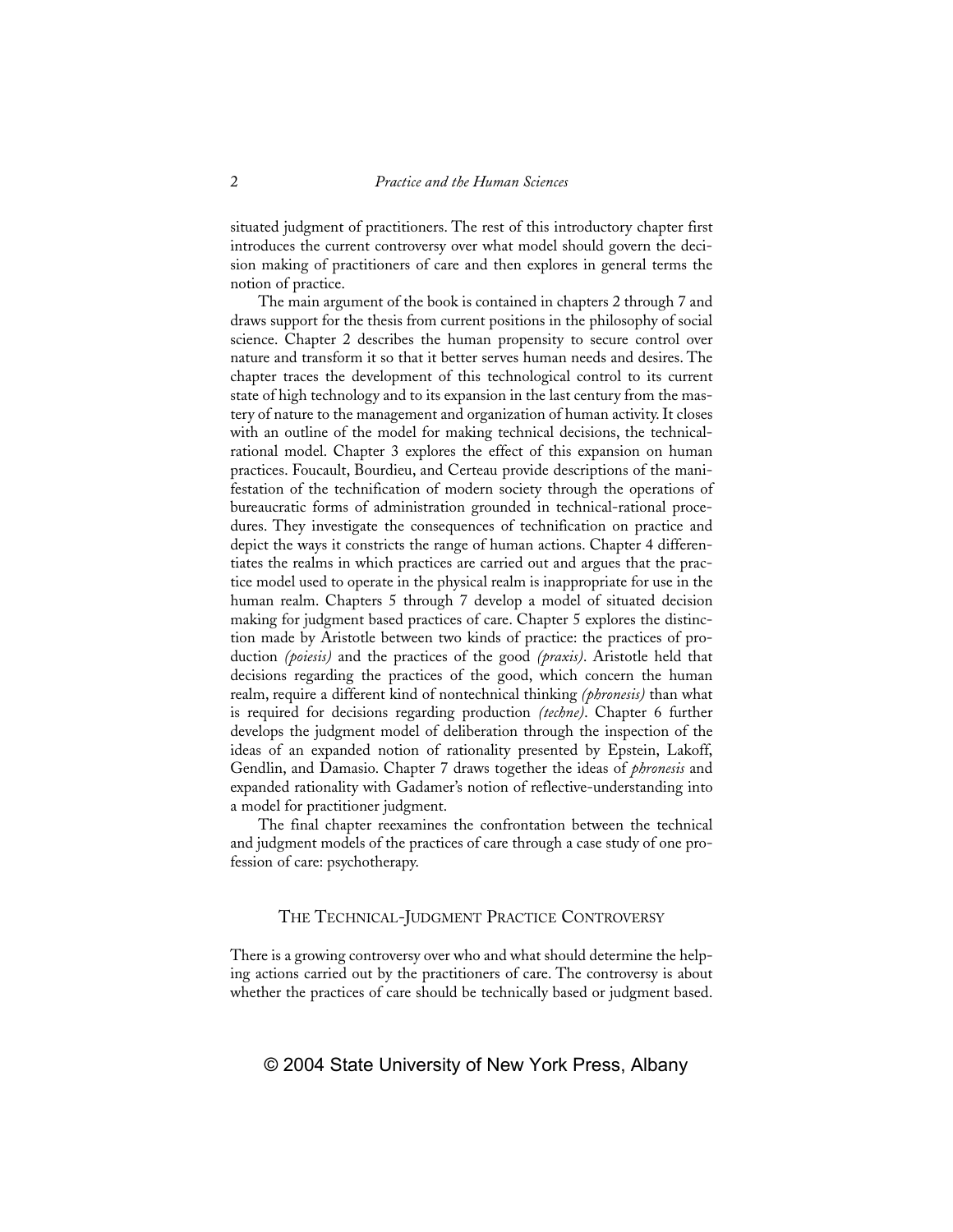situated judgment of practitioners. The rest of this introductory chapter first introduces the current controversy over what model should govern the decision making of practitioners of care and then explores in general terms the notion of practice.

The main argument of the book is contained in chapters 2 through 7 and draws support for the thesis from current positions in the philosophy of social science. Chapter 2 describes the human propensity to secure control over nature and transform it so that it better serves human needs and desires. The chapter traces the development of this technological control to its current state of high technology and to its expansion in the last century from the mastery of nature to the management and organization of human activity. It closes with an outline of the model for making technical decisions, the technical-rational model. Chapter 3 explores the effect of this expansion on human practices. Foucault, Bourdieu, and Certeau provide descriptions of the manifestation of the technification of modern society through the operations of bureaucratic forms of administration grounded in technical-rational procedures. They investigate the consequences of technification on practice and depict the ways it constricts the range of human actions. Chapter 4 differentiates the realms in which practices are carried out and argues that the practice model used to operate in the physical realm is inappropriate for use in the human realm. Chapters 5 through 7 develop a model of situated decision making for judgment based practices of care. Chapter 5 explores the distinction made by Aristotle between two kinds of practice: the practices of production *(poiesis)* and the practices of the good *(praxis)*. Aristotle held that decisions regarding the practices of the good, which concern the human realm, require a different kind of nontechnical thinking *(phronesis)* than what is required for decisions regarding production *(techne)*. Chapter 6 further develops the judgment model of deliberation through the inspection of the ideas of an expanded notion of rationality presented by Epstein, Lakoff, Gendlin, and Damasio. Chapter 7 draws together the ideas of *phronesis* and expanded rationality with Gadamer's notion of reflective-understanding into a model for practitioner judgment.

The final chapter reexamines the confrontation between the technical and judgment models of the practices of care through a case study of one profession of care: psychotherapy.

## The Technical-Judgment Practice Controversy

There is a growing controversy over who and what should determine the helping actions carried out by the practitioners of care. The controversy is about whether the practices of care should be technically based or judgment based.

© 2004 State University of New York Press, Albany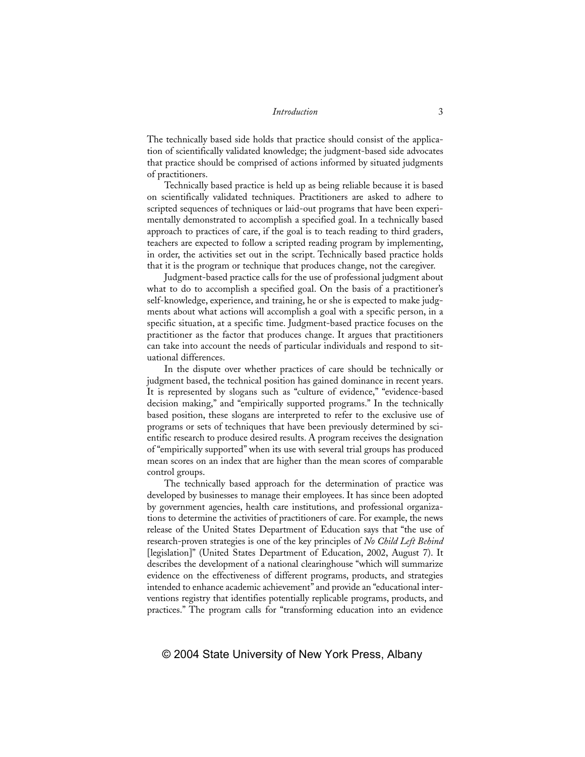The technically based side holds that practice should consist of the application of scientifically validated knowledge; the judgment-based side advocates that practice should be comprised of actions informed by situated judgments of practitioners.

Technically based practice is held up as being reliable because it is based on scientifically validated techniques. Practitioners are asked to adhere to scripted sequences of techniques or laid-out programs that have been experimentally demonstrated to accomplish a specified goal. In a technically based approach to practices of care, if the goal is to teach reading to third graders, teachers are expected to follow a scripted reading program by implementing, in order, the activities set out in the script. Technically based practice holds that it is the program or technique that produces change, not the caregiver.

Judgment-based practice calls for the use of professional judgment about what to do to accomplish a specified goal. On the basis of a practitioner's self-knowledge, experience, and training, he or she is expected to make judgments about what actions will accomplish a goal with a specific person, in a specific situation, at a specific time. Judgment-based practice focuses on the practitioner as the factor that produces change. It argues that practitioners can take into account the needs of particular individuals and respond to situational differences.

In the dispute over whether practices of care should be technically or judgment based, the technical position has gained dominance in recent years. It is represented by slogans such as "culture of evidence," "evidence-based decision making," and "empirically supported programs." In the technically based position, these slogans are interpreted to refer to the exclusive use of programs or sets of techniques that have been previously determined by scientific research to produce desired results. A program receives the designation of "empirically supported" when its use with several trial groups has produced mean scores on an index that are higher than the mean scores of comparable control groups.

The technically based approach for the determination of practice was developed by businesses to manage their employees. It has since been adopted by government agencies, health care institutions, and professional organizations to determine the activities of practitioners of care. For example, the news release of the United States Department of Education says that "the use of research-proven strategies is one of the key principles of *No Child Left Behind* [legislation]" (United States Department of Education, 2002, August 7). It describes the development of a national clearinghouse "which will summarize evidence on the effectiveness of different programs, products, and strategies intended to enhance academic achievement" and provide an "educational interventions registry that identifies potentially replicable programs, products, and practices." The program calls for "transforming education into an evidence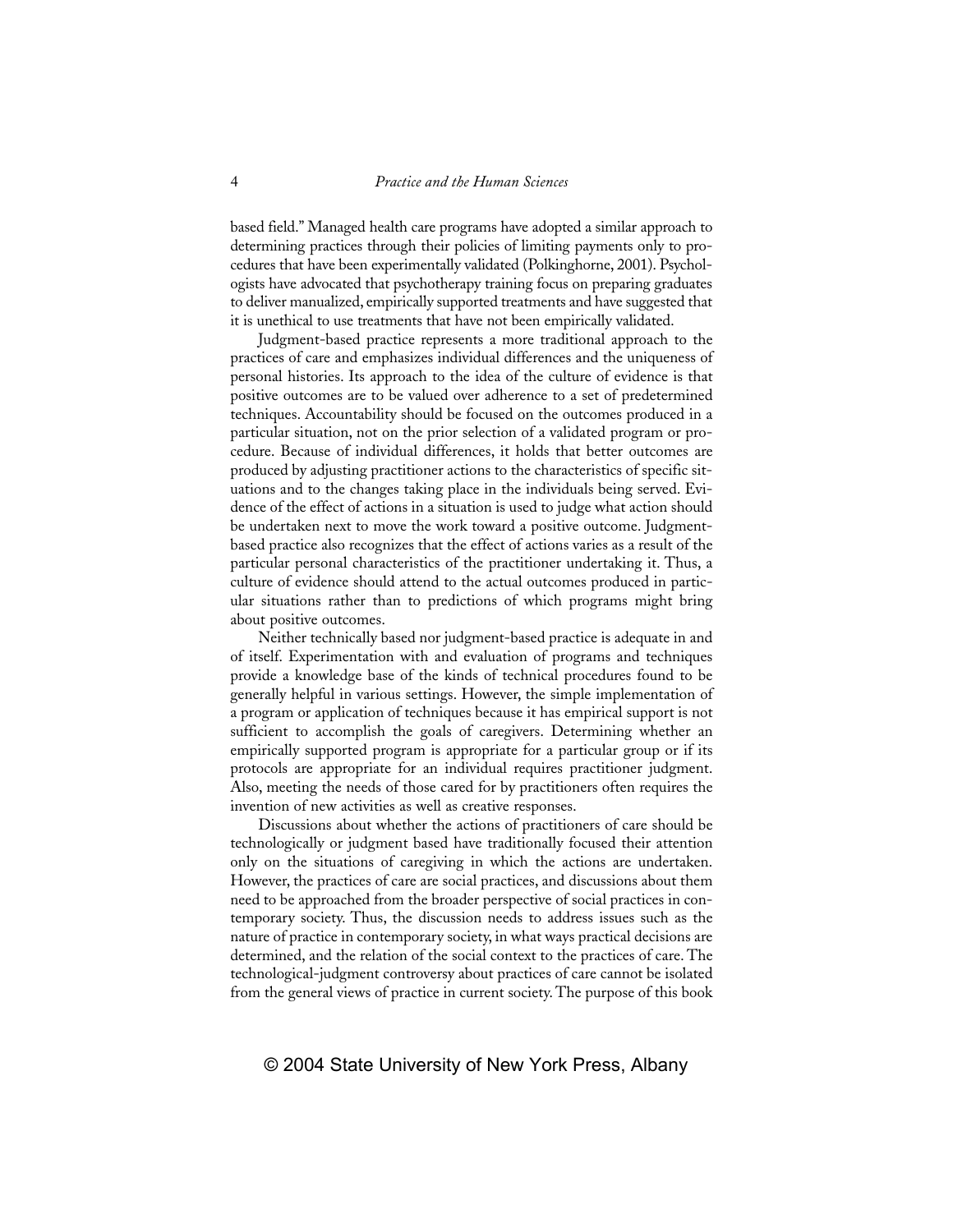based field." Managed health care programs have adopted a similar approach to determining practices through their policies of limiting payments only to procedures that have been experimentally validated (Polkinghorne, 2001). Psychologists have advocated that psychotherapy training focus on preparing graduates to deliver manualized, empirically supported treatments and have suggested that it is unethical to use treatments that have not been empirically validated.

Judgment-based practice represents a more traditional approach to the practices of care and emphasizes individual differences and the uniqueness of personal histories. Its approach to the idea of the culture of evidence is that positive outcomes are to be valued over adherence to a set of predetermined techniques. Accountability should be focused on the outcomes produced in a particular situation, not on the prior selection of a validated program or procedure. Because of individual differences, it holds that better outcomes are produced by adjusting practitioner actions to the characteristics of specific situations and to the changes taking place in the individuals being served. Evidence of the effect of actions in a situation is used to judge what action should be undertaken next to move the work toward a positive outcome. Judgment-based practice also recognizes that the effect of actions varies as a result of the particular personal characteristics of the practitioner undertaking it. Thus, a culture of evidence should attend to the actual outcomes produced in particular situations rather than to predictions of which programs might bring about positive outcomes.

Neither technically based nor judgment-based practice is adequate in and of itself. Experimentation with and evaluation of programs and techniques provide a knowledge base of the kinds of technical procedures found to be generally helpful in various settings. However, the simple implementation of a program or application of techniques because it has empirical support is not sufficient to accomplish the goals of caregivers. Determining whether an empirically supported program is appropriate for a particular group or if its protocols are appropriate for an individual requires practitioner judgment. Also, meeting the needs of those cared for by practitioners often requires the invention of new activities as well as creative responses.

Discussions about whether the actions of practitioners of care should be technologically or judgment based have traditionally focused their attention only on the situations of caregiving in which the actions are undertaken. However, the practices of care are social practices, and discussions about them need to be approached from the broader perspective of social practices in contemporary society. Thus, the discussion needs to address issues such as the nature of practice in contemporary society, in what ways practical decisions are determined, and the relation of the social context to the practices of care. The technological-judgment controversy about practices of care cannot be isolated from the general views of practice in current society. The purpose of this book

© 2004 State University of New York Press, Albany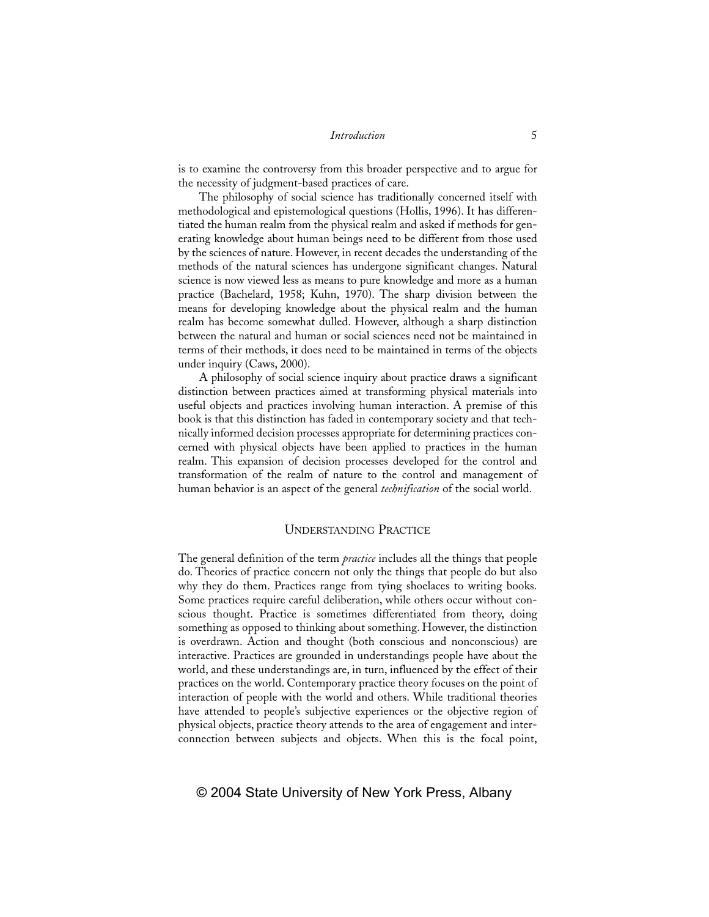is to examine the controversy from this broader perspective and to argue for the necessity of judgment-based practices of care.

The philosophy of social science has traditionally concerned itself with methodological and epistemological questions (Hollis, 1996). It has differentiated the human realm from the physical realm and asked if methods for generating knowledge about human beings need to be different from those used by the sciences of nature. However, in recent decades the understanding of the methods of the natural sciences has undergone significant changes. Natural science is now viewed less as means to pure knowledge and more as a human practice (Bachelard, 1958; Kuhn, 1970). The sharp division between the means for developing knowledge about the physical realm and the human realm has become somewhat dulled. However, although a sharp distinction between the natural and human or social sciences need not be maintained in terms of their methods, it does need to be maintained in terms of the objects under inquiry (Caws, 2000).

A philosophy of social science inquiry about practice draws a significant distinction between practices aimed at transforming physical materials into useful objects and practices involving human interaction. A premise of this book is that this distinction has faded in contemporary society and that technically informed decision processes appropriate for determining practices concerned with physical objects have been applied to practices in the human realm. This expansion of decision processes developed for the control and transformation of the realm of nature to the control and management of human behavior is an aspect of the general *technification* of the social world.

## Understanding Practice

The general definition of the term *practice* includes all the things that people do. Theories of practice concern not only the things that people do but also why they do them. Practices range from tying shoelaces to writing books. Some practices require careful deliberation, while others occur without conscious thought. Practice is sometimes differentiated from theory, doing something as opposed to thinking about something. However, the distinction is overdrawn. Action and thought (both conscious and nonconscious) are interactive. Practices are grounded in understandings people have about the world, and these understandings are, in turn, influenced by the effect of their practices on the world. Contemporary practice theory focuses on the point of interaction of people with the world and others. While traditional theories have attended to people's subjective experiences or the objective region of physical objects, practice theory attends to the area of engagement and interconnection between subjects and objects. When this is the focal point,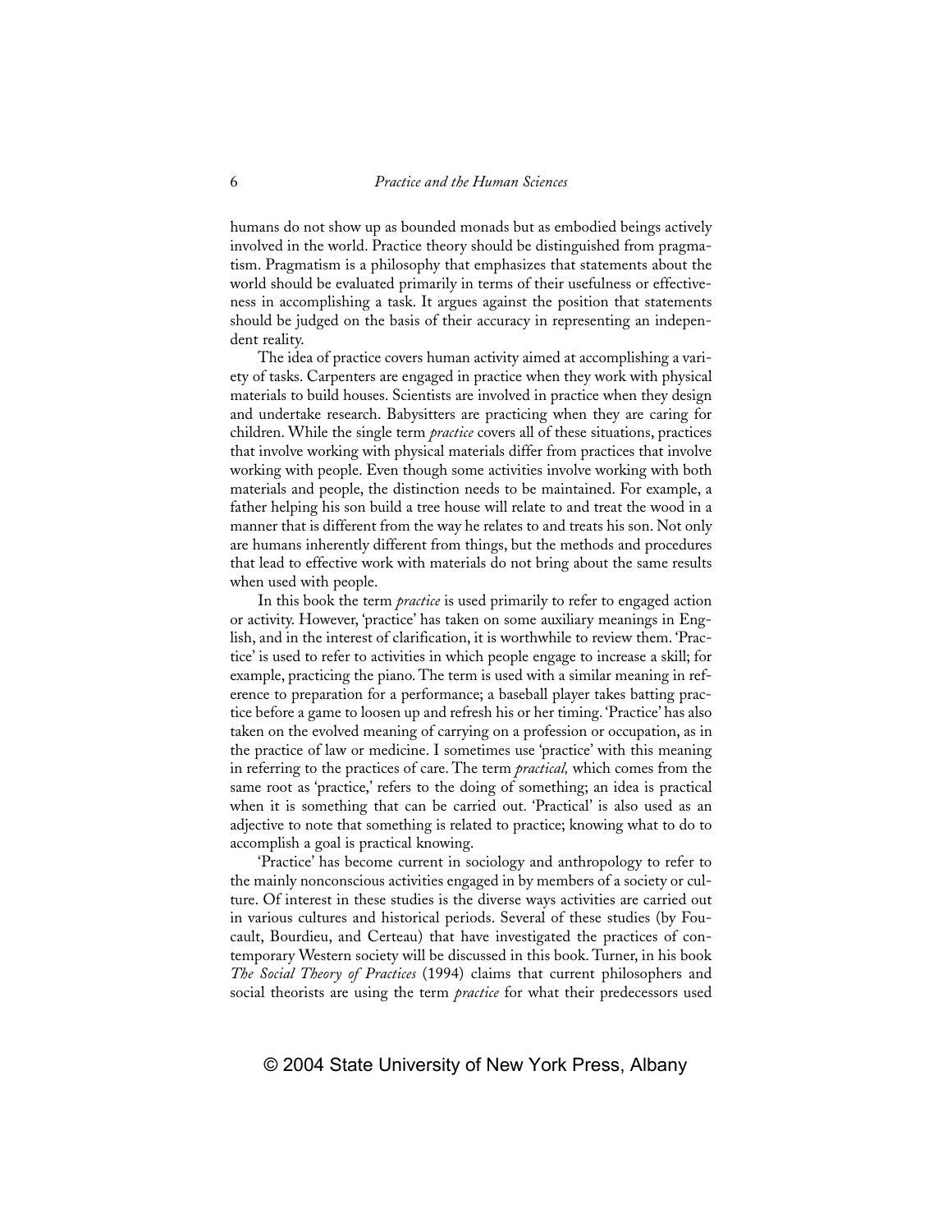humans do not show up as bounded monads but as embodied beings actively involved in the world. Practice theory should be distinguished from pragmatism. Pragmatism is a philosophy that emphasizes that statements about the world should be evaluated primarily in terms of their usefulness or effectiveness in accomplishing a task. It argues against the position that statements should be judged on the basis of their accuracy in representing an independent reality.

The idea of practice covers human activity aimed at accomplishing a variety of tasks. Carpenters are engaged in practice when they work with physical materials to build houses. Scientists are involved in practice when they design and undertake research. Babysitters are practicing when they are caring for children. While the single term *practice* covers all of these situations, practices that involve working with physical materials differ from practices that involve working with people. Even though some activities involve working with both materials and people, the distinction needs to be maintained. For example, a father helping his son build a tree house will relate to and treat the wood in a manner that is different from the way he relates to and treats his son. Not only are humans inherently different from things, but the methods and procedures that lead to effective work with materials do not bring about the same results when used with people.

In this book the term *practice* is used primarily to refer to engaged action or activity. However, 'practice' has taken on some auxiliary meanings in English, and in the interest of clarification, it is worthwhile to review them. 'Practice' is used to refer to activities in which people engage to increase a skill; for example, practicing the piano. The term is used with a similar meaning in reference to preparation for a performance; a baseball player takes batting practice before a game to loosen up and refresh his or her timing. 'Practice' has also taken on the evolved meaning of carrying on a profession or occupation, as in the practice of law or medicine. I sometimes use 'practice' with this meaning in referring to the practices of care. The term *practical,* which comes from the same root as 'practice,' refers to the doing of something; an idea is practical when it is something that can be carried out. 'Practical' is also used as an adjective to note that something is related to practice; knowing what to do to accomplish a goal is practical knowing.

'Practice' has become current in sociology and anthropology to refer to the mainly nonconscious activities engaged in by members of a society or culture. Of interest in these studies is the diverse ways activities are carried out in various cultures and historical periods. Several of these studies (by Foucault, Bourdieu, and Certeau) that have investigated the practices of contemporary Western society will be discussed in this book. Turner, in his book *The Social Theory of Practices* (1994) claims that current philosophers and social theorists are using the term *practice* for what their predecessors used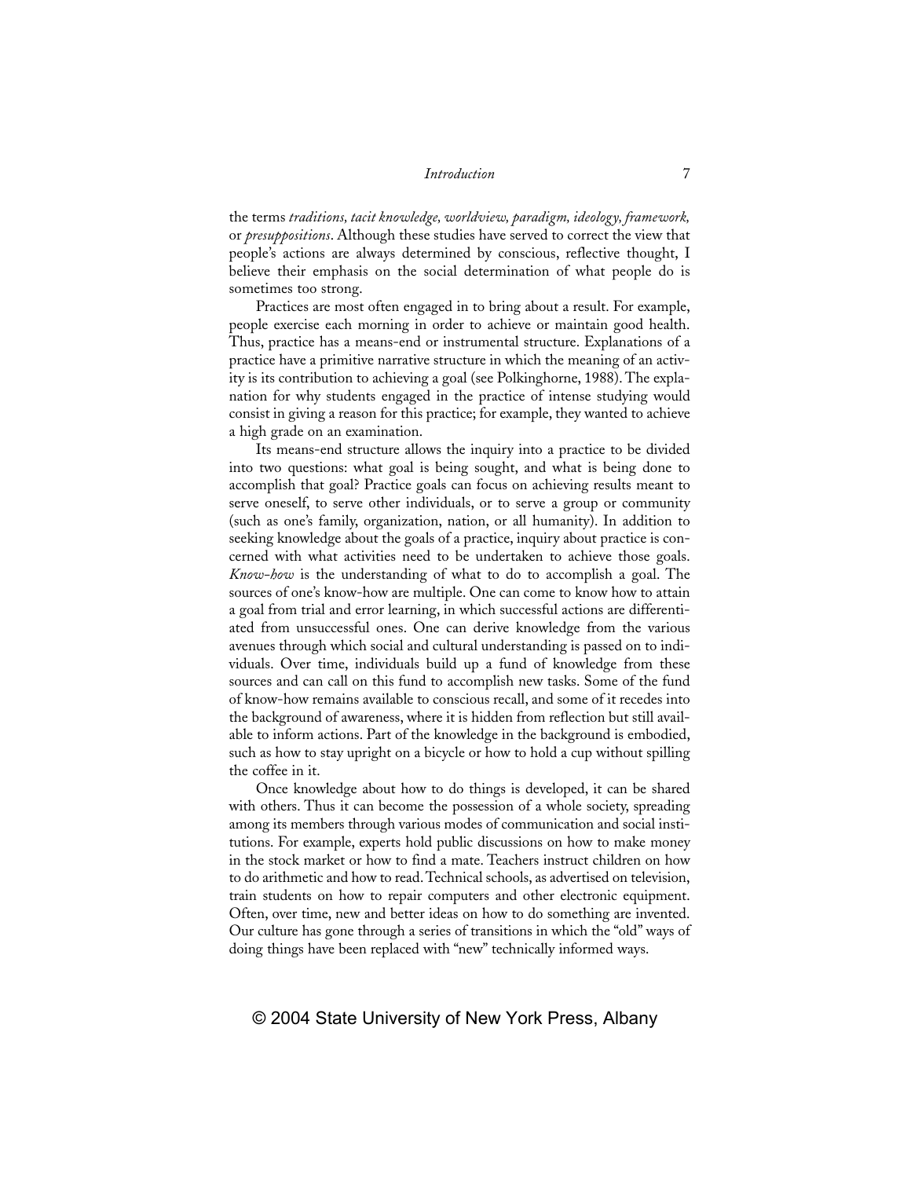the terms *traditions, tacit knowledge, worldview, paradigm, ideology, framework,* or *presuppositions*. Although these studies have served to correct the view that people's actions are always determined by conscious, reflective thought, I believe their emphasis on the social determination of what people do is sometimes too strong.

Practices are most often engaged in to bring about a result. For example, people exercise each morning in order to achieve or maintain good health. Thus, practice has a means-end or instrumental structure. Explanations of a practice have a primitive narrative structure in which the meaning of an activity is its contribution to achieving a goal (see Polkinghorne, 1988). The explanation for why students engaged in the practice of intense studying would consist in giving a reason for this practice; for example, they wanted to achieve a high grade on an examination.

Its means-end structure allows the inquiry into a practice to be divided into two questions: what goal is being sought, and what is being done to accomplish that goal? Practice goals can focus on achieving results meant to serve oneself, to serve other individuals, or to serve a group or community (such as one's family, organization, nation, or all humanity). In addition to seeking knowledge about the goals of a practice, inquiry about practice is concerned with what activities need to be undertaken to achieve those goals. *Know-how* is the understanding of what to do to accomplish a goal. The sources of one's know-how are multiple. One can come to know how to attain a goal from trial and error learning, in which successful actions are differentiated from unsuccessful ones. One can derive knowledge from the various avenues through which social and cultural understanding is passed on to individuals. Over time, individuals build up a fund of knowledge from these sources and can call on this fund to accomplish new tasks. Some of the fund of know-how remains available to conscious recall, and some of it recedes into the background of awareness, where it is hidden from reflection but still available to inform actions. Part of the knowledge in the background is embodied, such as how to stay upright on a bicycle or how to hold a cup without spilling the coffee in it.

Once knowledge about how to do things is developed, it can be shared with others. Thus it can become the possession of a whole society, spreading among its members through various modes of communication and social institutions. For example, experts hold public discussions on how to make money in the stock market or how to find a mate. Teachers instruct children on how to do arithmetic and how to read. Technical schools, as advertised on television, train students on how to repair computers and other electronic equipment. Often, over time, new and better ideas on how to do something are invented. Our culture has gone through a series of transitions in which the "old" ways of doing things have been replaced with "new" technically informed ways.

© 2004 State University of New York Press, Albany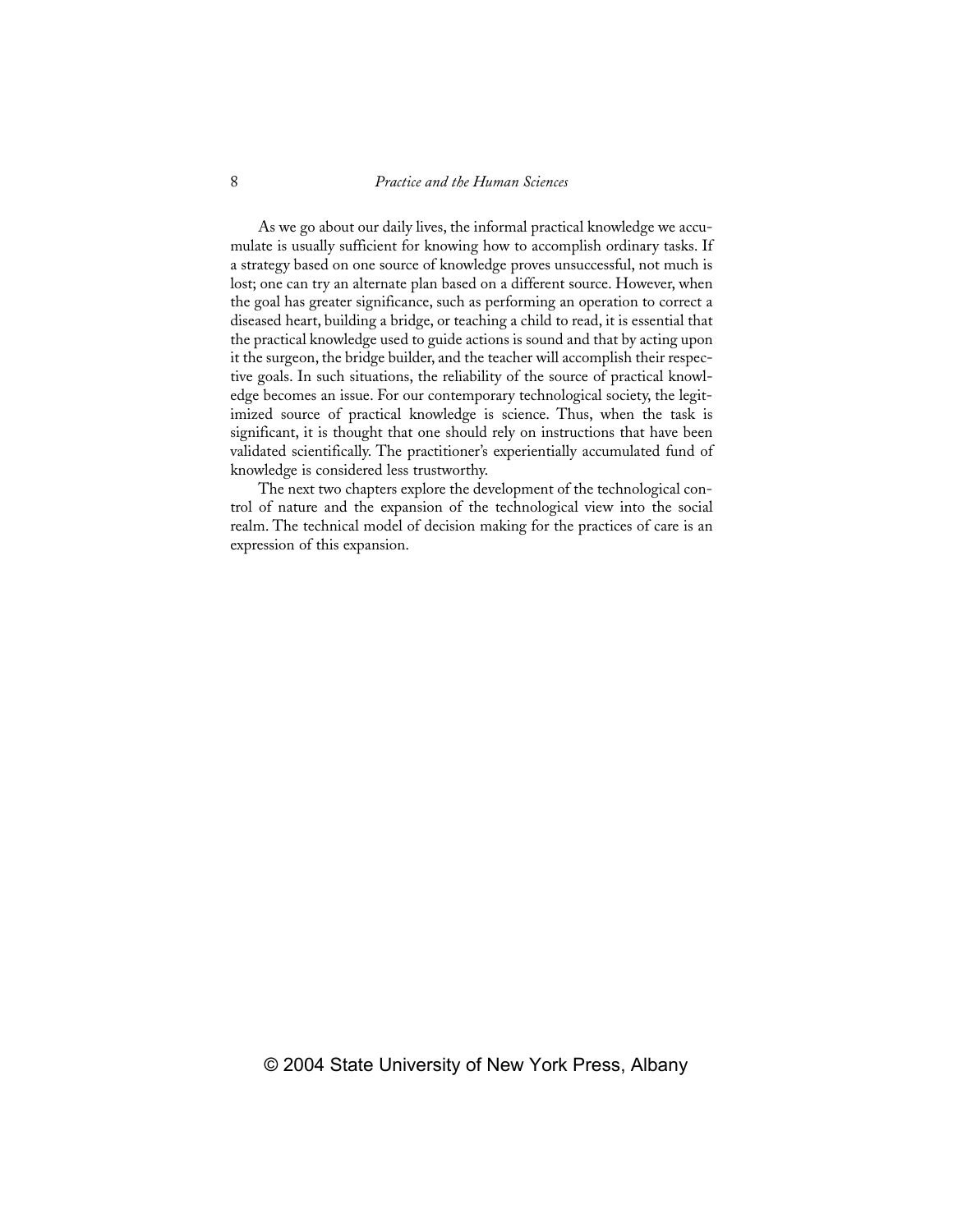As we go about our daily lives, the informal practical knowledge we accumulate is usually sufficient for knowing how to accomplish ordinary tasks. If a strategy based on one source of knowledge proves unsuccessful, not much is lost; one can try an alternate plan based on a different source. However, when the goal has greater significance, such as performing an operation to correct a diseased heart, building a bridge, or teaching a child to read, it is essential that the practical knowledge used to guide actions is sound and that by acting upon it the surgeon, the bridge builder, and the teacher will accomplish their respective goals. In such situations, the reliability of the source of practical knowledge becomes an issue. For our contemporary technological society, the legitimized source of practical knowledge is science. Thus, when the task is significant, it is thought that one should rely on instructions that have been validated scientifically. The practitioner's experientially accumulated fund of knowledge is considered less trustworthy.

The next two chapters explore the development of the technological control of nature and the expansion of the technological view into the social realm. The technical model of decision making for the practices of care is an expression of this expansion.

© 2004 State University of New York Press, Albany